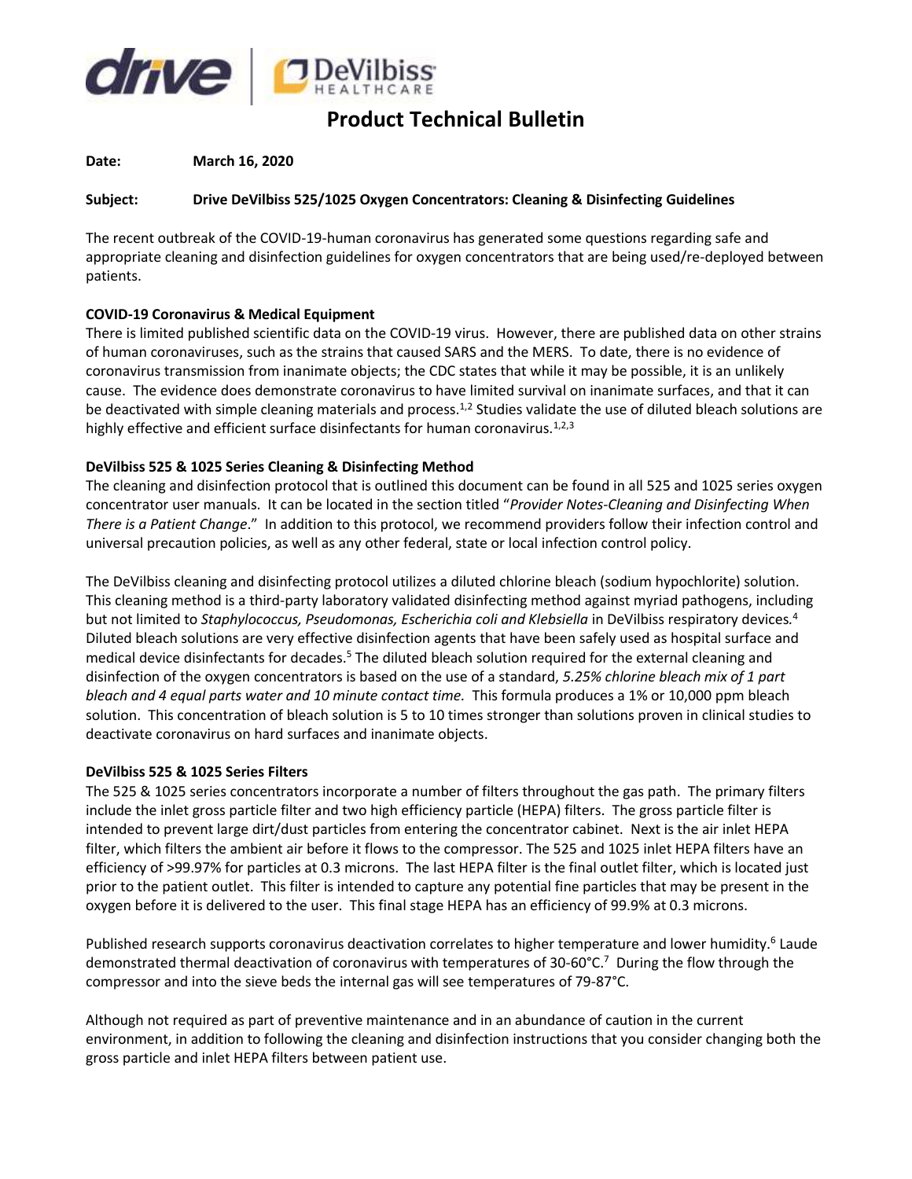# Product Technical Bulletin

**Date:** March 16, 2020

**Subject:** Drive DeVilbiss 525/1025 Oxygen Concentrators: Cleaning & Disinfecting Guidelines

The recent outbreak of the COVID-19-human coronavirus has generated some questions regarding safe and appropriate cleaning and disinfection guidelines for oxygen concentrators that are being used/re-deployed between patients.

**COVID-19 Coronavirus & Medical Equipment**

There is limited published scientific data on the COVID-19 virus. However, there are published data on other strains of human coronaviruses, such as the strains that caused SARS and the MERS. To date, there is no evidence of coronavirus transmission from inanimate objects; the CDC states that while it may be possible, it is an unlikely cause. The evidence does demonstrate coronavirus to have limited survival on inanimate surfaces, and that it can be deactivated with simple cleaning materials and process.[1,2] Studies validate the use of diluted bleach solutions are highly effective and efficient surface disinfectants for human coronavirus.[1,2,3]

**DeVilbiss 525 & 1025 Series Cleaning & Disinfecting Method**

The cleaning and disinfection protocol that is outlined this document can be found in all 525 and 1025 series oxygen concentrator user manuals. It can be located in the section titled "*Provider Notes-Cleaning and Disinfecting When There is a Patient Change*." In addition to this protocol, we recommend providers follow their infection control and universal precaution policies, as well as any other federal, state or local infection control policy.

The DeVilbiss cleaning and disinfecting protocol utilizes a diluted chlorine bleach (sodium hypochlorite) solution. This cleaning method is a third-party laboratory validated disinfecting method against myriad pathogens, including but not limited to *Staphylococcus, Pseudomonas, Escherichia coli and Klebsiella* in DeVilbiss respiratory devices.[4] Diluted bleach solutions are very effective disinfection agents that have been safely used as hospital surface and medical device disinfectants for decades.[5] The diluted bleach solution required for the external cleaning and disinfection of the oxygen concentrators is based on the use of a standard, *5.25% chlorine bleach mix of 1 part bleach and 4 equal parts water and 10 minute contact time.* This formula produces a 1% or 10,000 ppm bleach solution. This concentration of bleach solution is 5 to 10 times stronger than solutions proven in clinical studies to deactivate coronavirus on hard surfaces and inanimate objects.

**DeVilbiss 525 & 1025 Series Filters**

The 525 & 1025 series concentrators incorporate a number of filters throughout the gas path. The primary filters include the inlet gross particle filter and two high efficiency particle (HEPA) filters. The gross particle filter is intended to prevent large dirt/dust particles from entering the concentrator cabinet. Next is the air inlet HEPA filter, which filters the ambient air before it flows to the compressor. The 525 and 1025 inlet HEPA filters have an efficiency of >99.97% for particles at 0.3 microns. The last HEPA filter is the final outlet filter, which is located just prior to the patient outlet. This filter is intended to capture any potential fine particles that may be present in the oxygen before it is delivered to the user. This final stage HEPA has an efficiency of 99.9% at 0.3 microns.

Published research supports coronavirus deactivation correlates to higher temperature and lower humidity.[6] Laude demonstrated thermal deactivation of coronavirus with temperatures of 30-60°C.[7] During the flow through the compressor and into the sieve beds the internal gas will see temperatures of 79-87°C.

Although not required as part of preventive maintenance and in an abundance of caution in the current environment, in addition to following the cleaning and disinfection instructions that you consider changing both the gross particle and inlet HEPA filters between patient use.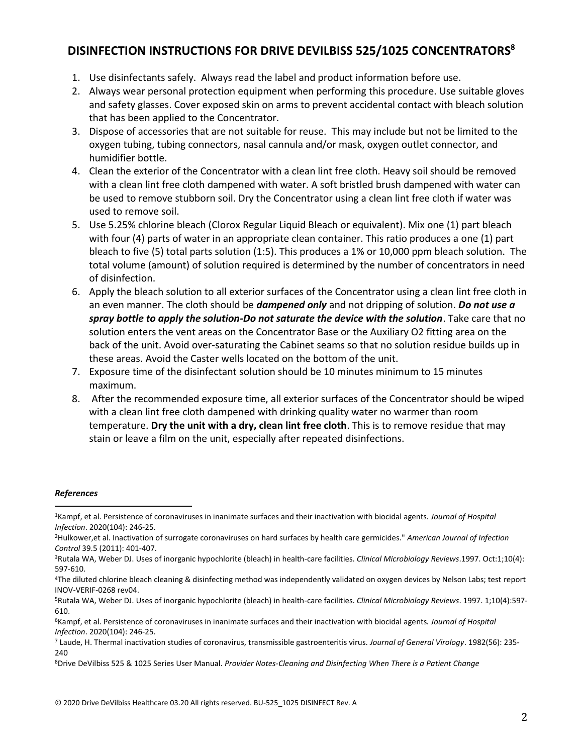# DISINFECTION INSTRUCTIONS FOR DRIVE DEVILBISS 525/1025 CONCENTRATORS[8]

1. Use disinfectants safely. Always read the label and product information before use.
2. Always wear personal protection equipment when performing this procedure. Use suitable gloves and safety glasses. Cover exposed skin on arms to prevent accidental contact with bleach solution that has been applied to the Concentrator.
3. Dispose of accessories that are not suitable for reuse. This may include but not be limited to the oxygen tubing, tubing connectors, nasal cannula and/or mask, oxygen outlet connector, and humidifier bottle.
4. Clean the exterior of the Concentrator with a clean lint free cloth. Heavy soil should be removed with a clean lint free cloth dampened with water. A soft bristled brush dampened with water can be used to remove stubborn soil. Dry the Concentrator using a clean lint free cloth if water was used to remove soil.
5. Use 5.25% chlorine bleach (Clorox Regular Liquid Bleach or equivalent). Mix one (1) part bleach with four (4) parts of water in an appropriate clean container. This ratio produces a one (1) part bleach to five (5) total parts solution (1:5). This produces a 1% or 10,000 ppm bleach solution. The total volume (amount) of solution required is determined by the number of concentrators in need of disinfection.
6. Apply the bleach solution to all exterior surfaces of the Concentrator using a clean lint free cloth in an even manner. The cloth should be ***dampened only*** and not dripping of solution. ***Do not use a spray bottle to apply the solution-Do not saturate the device with the solution***. Take care that no solution enters the vent areas on the Concentrator Base or the Auxiliary O2 fitting area on the back of the unit. Avoid over-saturating the Cabinet seams so that no solution residue builds up in these areas. Avoid the Caster wells located on the bottom of the unit.
7. Exposure time of the disinfectant solution should be 10 minutes minimum to 15 minutes maximum.
8. After the recommended exposure time, all exterior surfaces of the Concentrator should be wiped with a clean lint free cloth dampened with drinking quality water no warmer than room temperature. **Dry the unit with a dry, clean lint free cloth**. This is to remove residue that may stain or leave a film on the unit, especially after repeated disinfections.

***References***

[1]Kampf, et al. Persistence of coronaviruses in inanimate surfaces and their inactivation with biocidal agents. *Journal of Hospital Infection*. 2020(104): 246-25.

[2]Hulkower,et al. Inactivation of surrogate coronaviruses on hard surfaces by health care germicides." *American Journal of Infection Control* 39.5 (2011): 401-407.

[3]Rutala WA, Weber DJ. Uses of inorganic hypochlorite (bleach) in health-care facilities. *Clinical Microbiology Reviews*.1997. Oct:1;10(4): 597-610.

[4]The diluted chlorine bleach cleaning & disinfecting method was independently validated on oxygen devices by Nelson Labs; test report INOV-VERIF-0268 rev04.

[5]Rutala WA, Weber DJ. Uses of inorganic hypochlorite (bleach) in health-care facilities. *Clinical Microbiology Reviews*. 1997. 1;10(4):597-610.

[6]Kampf, et al. Persistence of coronaviruses in inanimate surfaces and their inactivation with biocidal agents. *Journal of Hospital Infection*. 2020(104): 246-25.

[7] Laude, H. Thermal inactivation studies of coronavirus, transmissible gastroenteritis virus. *Journal of General Virology*. 1982(56): 235-240

[8]Drive DeVilbiss 525 & 1025 Series User Manual. *Provider Notes-Cleaning and Disinfecting When There is a Patient Change*

© 2020 Drive DeVilbiss Healthcare 03.20 All rights reserved. BU-525_1025 DISINFECT Rev. A